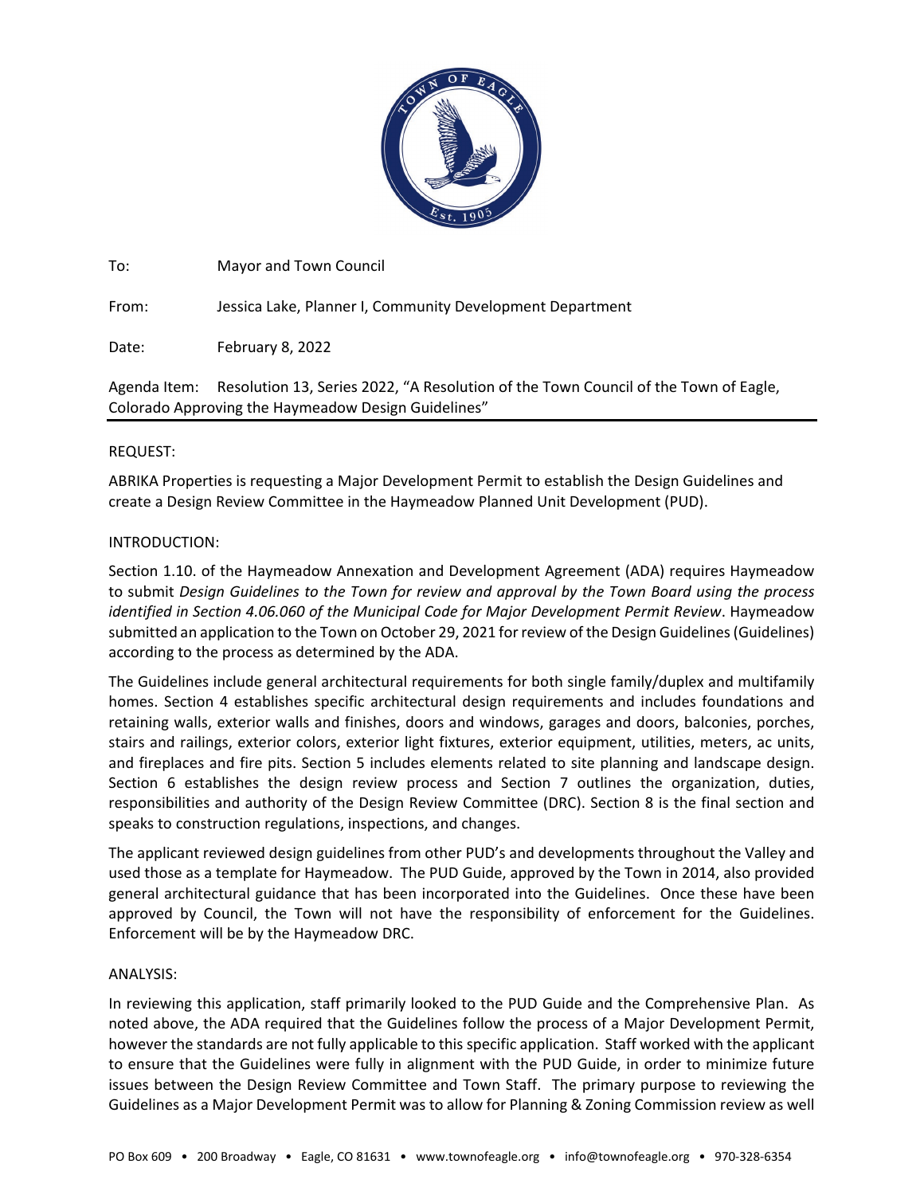To: Mayor and Town Council

From: Jessica Lake, Planner I, Community Development Department

Date: February 8, 2022

Agenda Item: Resolution 13, Series 2022, "A Resolution of the Town Council of the Town of Eagle, Colorado Approving the Haymeadow Design Guidelines"

REQUEST:

ABRIKA Properties is requesting a Major Development Permit to establish the Design Guidelines and create a Design Review Committee in the Haymeadow Planned Unit Development (PUD).

INTRODUCTION:

Section 1.10. of the Haymeadow Annexation and Development Agreement (ADA) requires Haymeadow to submit *Design Guidelines to the Town for review and approval by the Town Board using the process identified in Section 4.06.060 of the Municipal Code for Major Development Permit Review*. Haymeadow submitted an application to the Town on October 29, 2021 for review of the Design Guidelines (Guidelines) according to the process as determined by the ADA.

The Guidelines include general architectural requirements for both single family/duplex and multifamily homes. Section 4 establishes specific architectural design requirements and includes foundations and retaining walls, exterior walls and finishes, doors and windows, garages and doors, balconies, porches, stairs and railings, exterior colors, exterior light fixtures, exterior equipment, utilities, meters, ac units, and fireplaces and fire pits. Section 5 includes elements related to site planning and landscape design. Section 6 establishes the design review process and Section 7 outlines the organization, duties, responsibilities and authority of the Design Review Committee (DRC). Section 8 is the final section and speaks to construction regulations, inspections, and changes.

The applicant reviewed design guidelines from other PUD's and developments throughout the Valley and used those as a template for Haymeadow. The PUD Guide, approved by the Town in 2014, also provided general architectural guidance that has been incorporated into the Guidelines. Once these have been approved by Council, the Town will not have the responsibility of enforcement for the Guidelines. Enforcement will be by the Haymeadow DRC.

ANALYSIS:

In reviewing this application, staff primarily looked to the PUD Guide and the Comprehensive Plan. As noted above, the ADA required that the Guidelines follow the process of a Major Development Permit, however the standards are not fully applicable to this specific application. Staff worked with the applicant to ensure that the Guidelines were fully in alignment with the PUD Guide, in order to minimize future issues between the Design Review Committee and Town Staff. The primary purpose to reviewing the Guidelines as a Major Development Permit was to allow for Planning & Zoning Commission review as well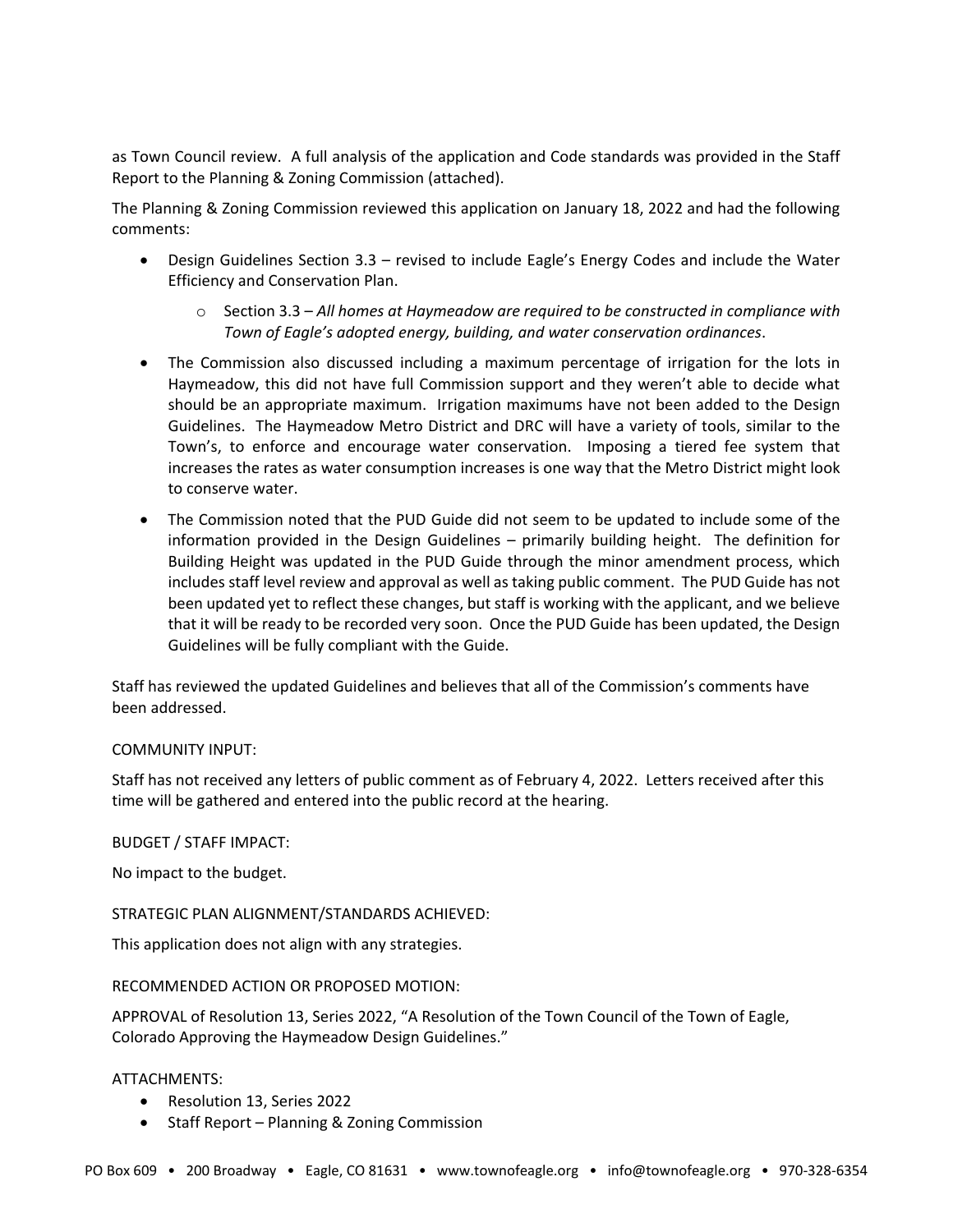as Town Council review. A full analysis of the application and Code standards was provided in the Staff Report to the Planning & Zoning Commission (attached).

The Planning & Zoning Commission reviewed this application on January 18, 2022 and had the following comments:

- Design Guidelines Section 3.3 – revised to include Eagle's Energy Codes and include the Water Efficiency and Conservation Plan.
  - Section 3.3 – *All homes at Haymeadow are required to be constructed in compliance with Town of Eagle's adopted energy, building, and water conservation ordinances*.
- The Commission also discussed including a maximum percentage of irrigation for the lots in Haymeadow, this did not have full Commission support and they weren't able to decide what should be an appropriate maximum. Irrigation maximums have not been added to the Design Guidelines. The Haymeadow Metro District and DRC will have a variety of tools, similar to the Town's, to enforce and encourage water conservation. Imposing a tiered fee system that increases the rates as water consumption increases is one way that the Metro District might look to conserve water.
- The Commission noted that the PUD Guide did not seem to be updated to include some of the information provided in the Design Guidelines – primarily building height. The definition for Building Height was updated in the PUD Guide through the minor amendment process, which includes staff level review and approval as well as taking public comment. The PUD Guide has not been updated yet to reflect these changes, but staff is working with the applicant, and we believe that it will be ready to be recorded very soon. Once the PUD Guide has been updated, the Design Guidelines will be fully compliant with the Guide.

Staff has reviewed the updated Guidelines and believes that all of the Commission's comments have been addressed.

COMMUNITY INPUT:

Staff has not received any letters of public comment as of February 4, 2022. Letters received after this time will be gathered and entered into the public record at the hearing.

BUDGET / STAFF IMPACT:

No impact to the budget.

STRATEGIC PLAN ALIGNMENT/STANDARDS ACHIEVED:

This application does not align with any strategies.

RECOMMENDED ACTION OR PROPOSED MOTION:

APPROVAL of Resolution 13, Series 2022, "A Resolution of the Town Council of the Town of Eagle, Colorado Approving the Haymeadow Design Guidelines."

ATTACHMENTS:

- Resolution 13, Series 2022
- Staff Report – Planning & Zoning Commission

PO Box 609 • 200 Broadway • Eagle, CO 81631 • www.townofeagle.org • info@townofeagle.org • 970-328-6354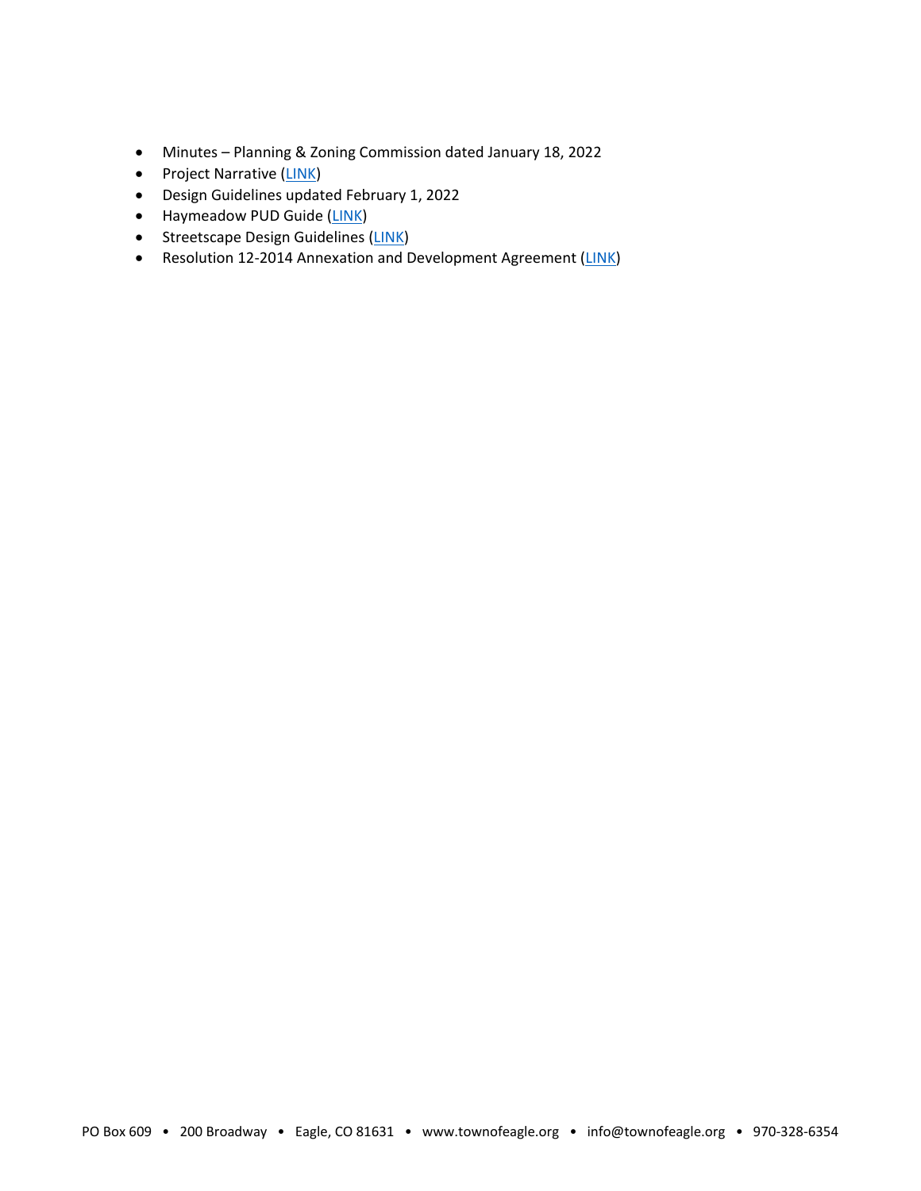- Minutes – Planning & Zoning Commission dated January 18, 2022
- Project Narrative (LINK)
- Design Guidelines updated February 1, 2022
- Haymeadow PUD Guide (LINK)
- Streetscape Design Guidelines (LINK)
- Resolution 12-2014 Annexation and Development Agreement (LINK)